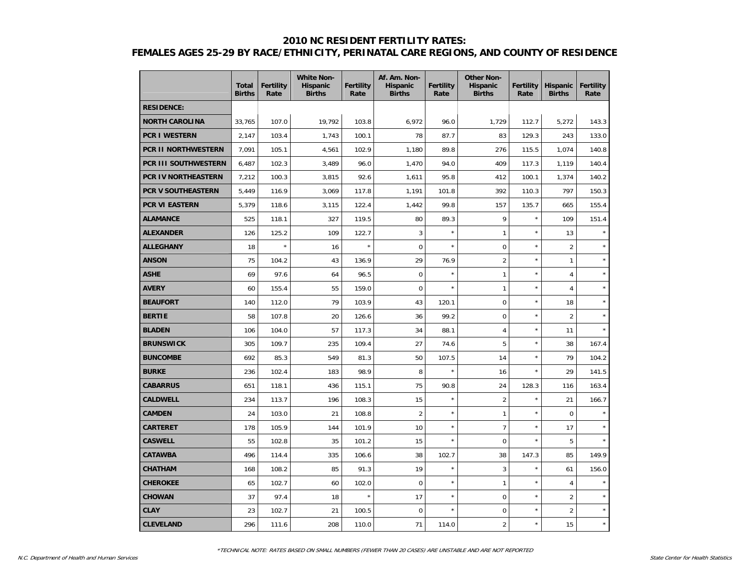# 2010 NC RESIDENT FERTILITY RATES:
## FEMALES AGES 25-29 BY RACE/ETHNICITY, PERINATAL CARE REGIONS, AND COUNTY OF RESIDENCE

| | Total Births | Fertility Rate | White Non-Hispanic Births | Fertility Rate | Af. Am. Non-Hispanic Births | Fertility Rate | Other Non-Hispanic Births | Fertility Rate | Hispanic Births | Fertility Rate |
|---|---|---|---|---|---|---|---|---|---|---|
| **RESIDENCE:** | | | | | | | | | | |
| **NORTH CAROLINA** | 33,765 | 107.0 | 19,792 | 103.8 | 6,972 | 96.0 | 1,729 | 112.7 | 5,272 | 143.3 |
| **PCR I WESTERN** | 2,147 | 103.4 | 1,743 | 100.1 | 78 | 87.7 | 83 | 129.3 | 243 | 133.0 |
| **PCR II NORTHWESTERN** | 7,091 | 105.1 | 4,561 | 102.9 | 1,180 | 89.8 | 276 | 115.5 | 1,074 | 140.8 |
| **PCR III SOUTHWESTERN** | 6,487 | 102.3 | 3,489 | 96.0 | 1,470 | 94.0 | 409 | 117.3 | 1,119 | 140.4 |
| **PCR IV NORTHEASTERN** | 7,212 | 100.3 | 3,815 | 92.6 | 1,611 | 95.8 | 412 | 100.1 | 1,374 | 140.2 |
| **PCR V SOUTHEASTERN** | 5,449 | 116.9 | 3,069 | 117.8 | 1,191 | 101.8 | 392 | 110.3 | 797 | 150.3 |
| **PCR VI EASTERN** | 5,379 | 118.6 | 3,115 | 122.4 | 1,442 | 99.8 | 157 | 135.7 | 665 | 155.4 |
| **ALAMANCE** | 525 | 118.1 | 327 | 119.5 | 80 | 89.3 | 9 | * | 109 | 151.4 |
| **ALEXANDER** | 126 | 125.2 | 109 | 122.7 | 3 | * | 1 | * | 13 | * |
| **ALLEGHANY** | 18 | * | 16 | * | 0 | * | 0 | * | 2 | * |
| **ANSON** | 75 | 104.2 | 43 | 136.9 | 29 | 76.9 | 2 | * | 1 | * |
| **ASHE** | 69 | 97.6 | 64 | 96.5 | 0 | * | 1 | * | 4 | * |
| **AVERY** | 60 | 155.4 | 55 | 159.0 | 0 | * | 1 | * | 4 | * |
| **BEAUFORT** | 140 | 112.0 | 79 | 103.9 | 43 | 120.1 | 0 | * | 18 | * |
| **BERTIE** | 58 | 107.8 | 20 | 126.6 | 36 | 99.2 | 0 | * | 2 | * |
| **BLADEN** | 106 | 104.0 | 57 | 117.3 | 34 | 88.1 | 4 | * | 11 | * |
| **BRUNSWICK** | 305 | 109.7 | 235 | 109.4 | 27 | 74.6 | 5 | * | 38 | 167.4 |
| **BUNCOMBE** | 692 | 85.3 | 549 | 81.3 | 50 | 107.5 | 14 | * | 79 | 104.2 |
| **BURKE** | 236 | 102.4 | 183 | 98.9 | 8 | * | 16 | * | 29 | 141.5 |
| **CABARRUS** | 651 | 118.1 | 436 | 115.1 | 75 | 90.8 | 24 | 128.3 | 116 | 163.4 |
| **CALDWELL** | 234 | 113.7 | 196 | 108.3 | 15 | * | 2 | * | 21 | 166.7 |
| **CAMDEN** | 24 | 103.0 | 21 | 108.8 | 2 | * | 1 | * | 0 | * |
| **CARTERET** | 178 | 105.9 | 144 | 101.9 | 10 | * | 7 | * | 17 | * |
| **CASWELL** | 55 | 102.8 | 35 | 101.2 | 15 | * | 0 | * | 5 | * |
| **CATAWBA** | 496 | 114.4 | 335 | 106.6 | 38 | 102.7 | 38 | 147.3 | 85 | 149.9 |
| **CHATHAM** | 168 | 108.2 | 85 | 91.3 | 19 | * | 3 | * | 61 | 156.0 |
| **CHEROKEE** | 65 | 102.7 | 60 | 102.0 | 0 | * | 1 | * | 4 | * |
| **CHOWAN** | 37 | 97.4 | 18 | * | 17 | * | 0 | * | 2 | * |
| **CLAY** | 23 | 102.7 | 21 | 100.5 | 0 | * | 0 | * | 2 | * |
| **CLEVELAND** | 296 | 111.6 | 208 | 110.0 | 71 | 114.0 | 2 | * | 15 | * |

*TECHNICAL NOTE: RATES BASED ON SMALL NUMBERS (FEWER THAN 20 CASES) ARE UNSTABLE AND ARE NOT REPORTED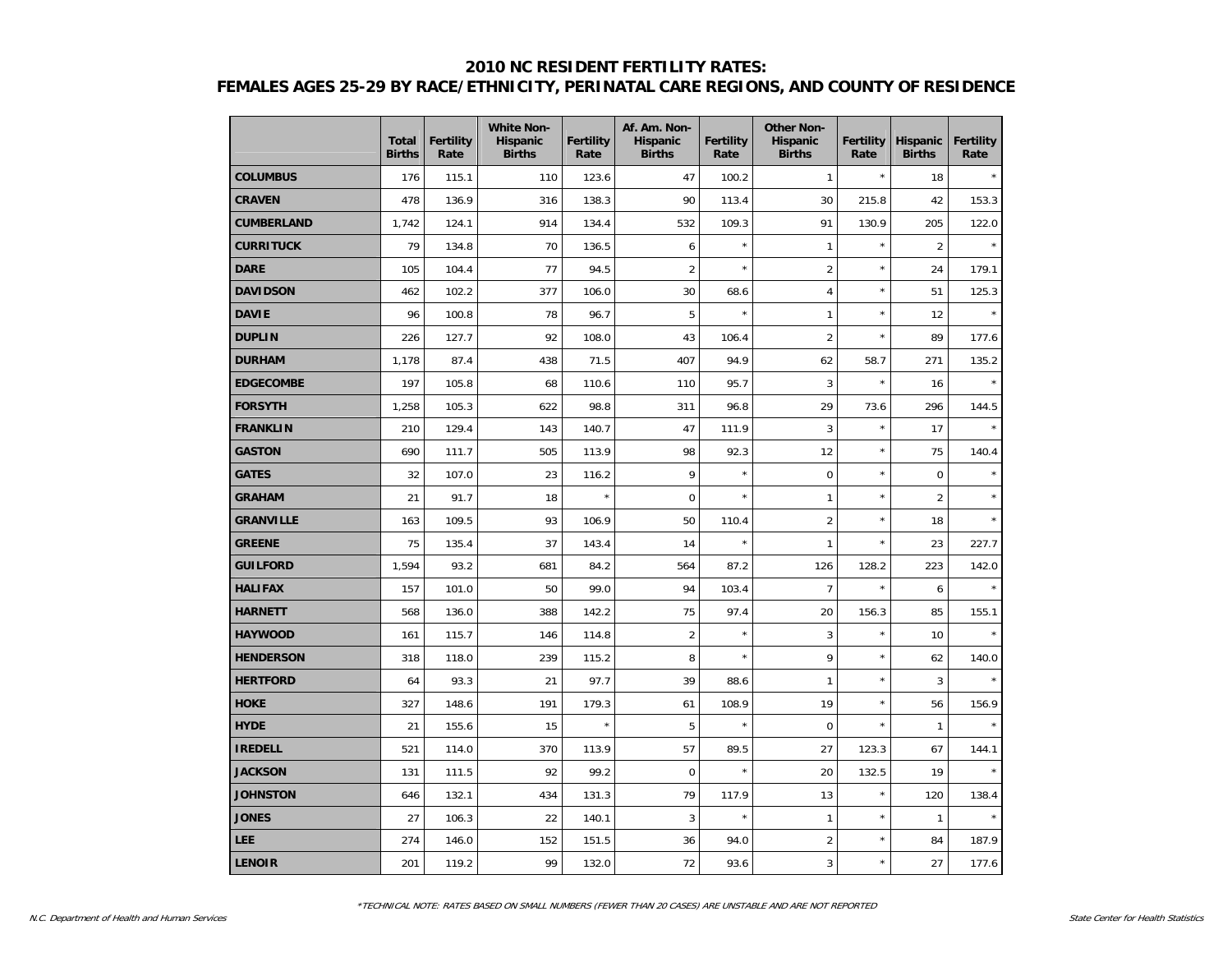## 2010 NC RESIDENT FERTILITY RATES:
## FEMALES AGES 25-29 BY RACE/ETHNICITY, PERINATAL CARE REGIONS, AND COUNTY OF RESIDENCE

| | Total Births | Fertility Rate | White Non-Hispanic Births | Fertility Rate | Af. Am. Non-Hispanic Births | Fertility Rate | Other Non-Hispanic Births | Fertility Rate | Hispanic Births | Fertility Rate |
|---|---|---|---|---|---|---|---|---|---|---|
| **COLUMBUS** | 176 | 115.1 | 110 | 123.6 | 47 | 100.2 | 1 | * | 18 | * |
| **CRAVEN** | 478 | 136.9 | 316 | 138.3 | 90 | 113.4 | 30 | 215.8 | 42 | 153.3 |
| **CUMBERLAND** | 1,742 | 124.1 | 914 | 134.4 | 532 | 109.3 | 91 | 130.9 | 205 | 122.0 |
| **CURRITUCK** | 79 | 134.8 | 70 | 136.5 | 6 | * | 1 | * | 2 | * |
| **DARE** | 105 | 104.4 | 77 | 94.5 | 2 | * | 2 | * | 24 | 179.1 |
| **DAVIDSON** | 462 | 102.2 | 377 | 106.0 | 30 | 68.6 | 4 | * | 51 | 125.3 |
| **DAVIE** | 96 | 100.8 | 78 | 96.7 | 5 | * | 1 | * | 12 | * |
| **DUPLIN** | 226 | 127.7 | 92 | 108.0 | 43 | 106.4 | 2 | * | 89 | 177.6 |
| **DURHAM** | 1,178 | 87.4 | 438 | 71.5 | 407 | 94.9 | 62 | 58.7 | 271 | 135.2 |
| **EDGECOMBE** | 197 | 105.8 | 68 | 110.6 | 110 | 95.7 | 3 | * | 16 | * |
| **FORSYTH** | 1,258 | 105.3 | 622 | 98.8 | 311 | 96.8 | 29 | 73.6 | 296 | 144.5 |
| **FRANKLIN** | 210 | 129.4 | 143 | 140.7 | 47 | 111.9 | 3 | * | 17 | * |
| **GASTON** | 690 | 111.7 | 505 | 113.9 | 98 | 92.3 | 12 | * | 75 | 140.4 |
| **GATES** | 32 | 107.0 | 23 | 116.2 | 9 | * | 0 | * | 0 | * |
| **GRAHAM** | 21 | 91.7 | 18 | * | 0 | * | 1 | * | 2 | * |
| **GRANVILLE** | 163 | 109.5 | 93 | 106.9 | 50 | 110.4 | 2 | * | 18 | * |
| **GREENE** | 75 | 135.4 | 37 | 143.4 | 14 | * | 1 | * | 23 | 227.7 |
| **GUILFORD** | 1,594 | 93.2 | 681 | 84.2 | 564 | 87.2 | 126 | 128.2 | 223 | 142.0 |
| **HALIFAX** | 157 | 101.0 | 50 | 99.0 | 94 | 103.4 | 7 | * | 6 | * |
| **HARNETT** | 568 | 136.0 | 388 | 142.2 | 75 | 97.4 | 20 | 156.3 | 85 | 155.1 |
| **HAYWOOD** | 161 | 115.7 | 146 | 114.8 | 2 | * | 3 | * | 10 | * |
| **HENDERSON** | 318 | 118.0 | 239 | 115.2 | 8 | * | 9 | * | 62 | 140.0 |
| **HERTFORD** | 64 | 93.3 | 21 | 97.7 | 39 | 88.6 | 1 | * | 3 | * |
| **HOKE** | 327 | 148.6 | 191 | 179.3 | 61 | 108.9 | 19 | * | 56 | 156.9 |
| **HYDE** | 21 | 155.6 | 15 | * | 5 | * | 0 | * | 1 | * |
| **IREDELL** | 521 | 114.0 | 370 | 113.9 | 57 | 89.5 | 27 | 123.3 | 67 | 144.1 |
| **JACKSON** | 131 | 111.5 | 92 | 99.2 | 0 | * | 20 | 132.5 | 19 | * |
| **JOHNSTON** | 646 | 132.1 | 434 | 131.3 | 79 | 117.9 | 13 | * | 120 | 138.4 |
| **JONES** | 27 | 106.3 | 22 | 140.1 | 3 | * | 1 | * | 1 | * |
| **LEE** | 274 | 146.0 | 152 | 151.5 | 36 | 94.0 | 2 | * | 84 | 187.9 |
| **LENOIR** | 201 | 119.2 | 99 | 132.0 | 72 | 93.6 | 3 | * | 27 | 177.6 |

*TECHNICAL NOTE: RATES BASED ON SMALL NUMBERS (FEWER THAN 20 CASES) ARE UNSTABLE AND ARE NOT REPORTED

N.C. Department of Health and Human Services — State Center for Health Statistics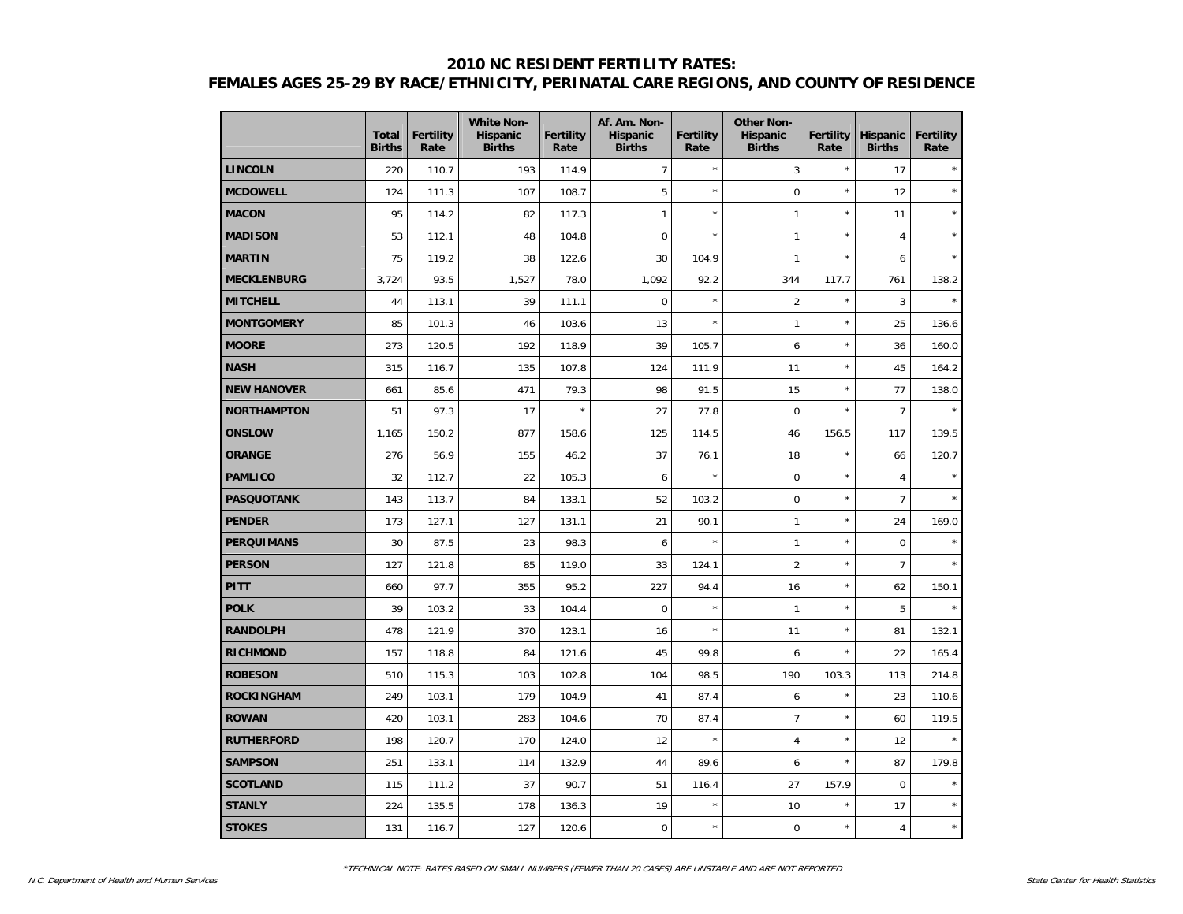# 2010 NC RESIDENT FERTILITY RATES:
## FEMALES AGES 25-29 BY RACE/ETHNICITY, PERINATAL CARE REGIONS, AND COUNTY OF RESIDENCE

| | Total Births | Fertility Rate | White Non-Hispanic Births | Fertility Rate | Af. Am. Non-Hispanic Births | Fertility Rate | Other Non-Hispanic Births | Fertility Rate | Hispanic Births | Fertility Rate |
|---|---|---|---|---|---|---|---|---|---|---|
| LINCOLN | 220 | 110.7 | 193 | 114.9 | 7 | * | 3 | * | 17 | * |
| MCDOWELL | 124 | 111.3 | 107 | 108.7 | 5 | * | 0 | * | 12 | * |
| MACON | 95 | 114.2 | 82 | 117.3 | 1 | * | 1 | * | 11 | * |
| MADISON | 53 | 112.1 | 48 | 104.8 | 0 | * | 1 | * | 4 | * |
| MARTIN | 75 | 119.2 | 38 | 122.6 | 30 | 104.9 | 1 | * | 6 | * |
| MECKLENBURG | 3,724 | 93.5 | 1,527 | 78.0 | 1,092 | 92.2 | 344 | 117.7 | 761 | 138.2 |
| MITCHELL | 44 | 113.1 | 39 | 111.1 | 0 | * | 2 | * | 3 | * |
| MONTGOMERY | 85 | 101.3 | 46 | 103.6 | 13 | * | 1 | * | 25 | 136.6 |
| MOORE | 273 | 120.5 | 192 | 118.9 | 39 | 105.7 | 6 | * | 36 | 160.0 |
| NASH | 315 | 116.7 | 135 | 107.8 | 124 | 111.9 | 11 | * | 45 | 164.2 |
| NEW HANOVER | 661 | 85.6 | 471 | 79.3 | 98 | 91.5 | 15 | * | 77 | 138.0 |
| NORTHAMPTON | 51 | 97.3 | 17 | * | 27 | 77.8 | 0 | * | 7 | * |
| ONSLOW | 1,165 | 150.2 | 877 | 158.6 | 125 | 114.5 | 46 | 156.5 | 117 | 139.5 |
| ORANGE | 276 | 56.9 | 155 | 46.2 | 37 | 76.1 | 18 | * | 66 | 120.7 |
| PAMLICO | 32 | 112.7 | 22 | 105.3 | 6 | * | 0 | * | 4 | * |
| PASQUOTANK | 143 | 113.7 | 84 | 133.1 | 52 | 103.2 | 0 | * | 7 | * |
| PENDER | 173 | 127.1 | 127 | 131.1 | 21 | 90.1 | 1 | * | 24 | 169.0 |
| PERQUIMANS | 30 | 87.5 | 23 | 98.3 | 6 | * | 1 | * | 0 | * |
| PERSON | 127 | 121.8 | 85 | 119.0 | 33 | 124.1 | 2 | * | 7 | * |
| PITT | 660 | 97.7 | 355 | 95.2 | 227 | 94.4 | 16 | * | 62 | 150.1 |
| POLK | 39 | 103.2 | 33 | 104.4 | 0 | * | 1 | * | 5 | * |
| RANDOLPH | 478 | 121.9 | 370 | 123.1 | 16 | * | 11 | * | 81 | 132.1 |
| RICHMOND | 157 | 118.8 | 84 | 121.6 | 45 | 99.8 | 6 | * | 22 | 165.4 |
| ROBESON | 510 | 115.3 | 103 | 102.8 | 104 | 98.5 | 190 | 103.3 | 113 | 214.8 |
| ROCKINGHAM | 249 | 103.1 | 179 | 104.9 | 41 | 87.4 | 6 | * | 23 | 110.6 |
| ROWAN | 420 | 103.1 | 283 | 104.6 | 70 | 87.4 | 7 | * | 60 | 119.5 |
| RUTHERFORD | 198 | 120.7 | 170 | 124.0 | 12 | * | 4 | * | 12 | * |
| SAMPSON | 251 | 133.1 | 114 | 132.9 | 44 | 89.6 | 6 | * | 87 | 179.8 |
| SCOTLAND | 115 | 111.2 | 37 | 90.7 | 51 | 116.4 | 27 | 157.9 | 0 | * |
| STANLY | 224 | 135.5 | 178 | 136.3 | 19 | * | 10 | * | 17 | * |
| STOKES | 131 | 116.7 | 127 | 120.6 | 0 | * | 0 | * | 4 | * |

*TECHNICAL NOTE: RATES BASED ON SMALL NUMBERS (FEWER THAN 20 CASES) ARE UNSTABLE AND ARE NOT REPORTED

N.C. Department of Health and Human Services — State Center for Health Statistics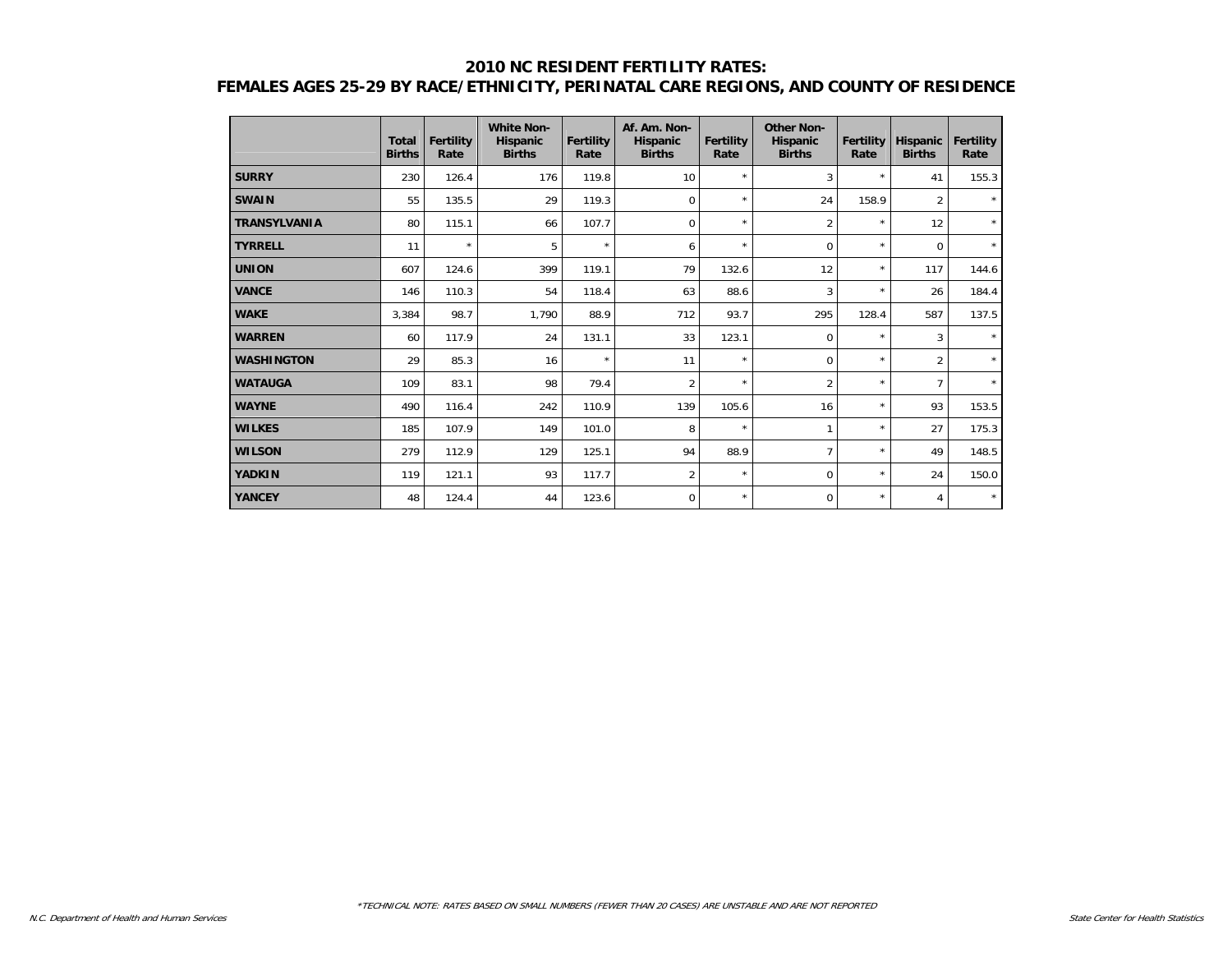## 2010 NC RESIDENT FERTILITY RATES:
## FEMALES AGES 25-29 BY RACE/ETHNICITY, PERINATAL CARE REGIONS, AND COUNTY OF RESIDENCE

| | Total Births | Fertility Rate | White Non-Hispanic Births | Fertility Rate | Af. Am. Non-Hispanic Births | Fertility Rate | Other Non-Hispanic Births | Fertility Rate | Hispanic Births | Fertility Rate |
|---|---|---|---|---|---|---|---|---|---|---|
| **SURRY** | 230 | 126.4 | 176 | 119.8 | 10 | * | 3 | * | 41 | 155.3 |
| **SWAIN** | 55 | 135.5 | 29 | 119.3 | 0 | * | 24 | 158.9 | 2 | * |
| **TRANSYLVANIA** | 80 | 115.1 | 66 | 107.7 | 0 | * | 2 | * | 12 | * |
| **TYRRELL** | 11 | * | 5 | * | 6 | * | 0 | * | 0 | * |
| **UNION** | 607 | 124.6 | 399 | 119.1 | 79 | 132.6 | 12 | * | 117 | 144.6 |
| **VANCE** | 146 | 110.3 | 54 | 118.4 | 63 | 88.6 | 3 | * | 26 | 184.4 |
| **WAKE** | 3,384 | 98.7 | 1,790 | 88.9 | 712 | 93.7 | 295 | 128.4 | 587 | 137.5 |
| **WARREN** | 60 | 117.9 | 24 | 131.1 | 33 | 123.1 | 0 | * | 3 | * |
| **WASHINGTON** | 29 | 85.3 | 16 | * | 11 | * | 0 | * | 2 | * |
| **WATAUGA** | 109 | 83.1 | 98 | 79.4 | 2 | * | 2 | * | 7 | * |
| **WAYNE** | 490 | 116.4 | 242 | 110.9 | 139 | 105.6 | 16 | * | 93 | 153.5 |
| **WILKES** | 185 | 107.9 | 149 | 101.0 | 8 | * | 1 | * | 27 | 175.3 |
| **WILSON** | 279 | 112.9 | 129 | 125.1 | 94 | 88.9 | 7 | * | 49 | 148.5 |
| **YADKIN** | 119 | 121.1 | 93 | 117.7 | 2 | * | 0 | * | 24 | 150.0 |
| **YANCEY** | 48 | 124.4 | 44 | 123.6 | 0 | * | 0 | * | 4 | * |

*TECHNICAL NOTE: RATES BASED ON SMALL NUMBERS (FEWER THAN 20 CASES) ARE UNSTABLE AND ARE NOT REPORTED

N.C. Department of Health and Human Services

State Center for Health Statistics